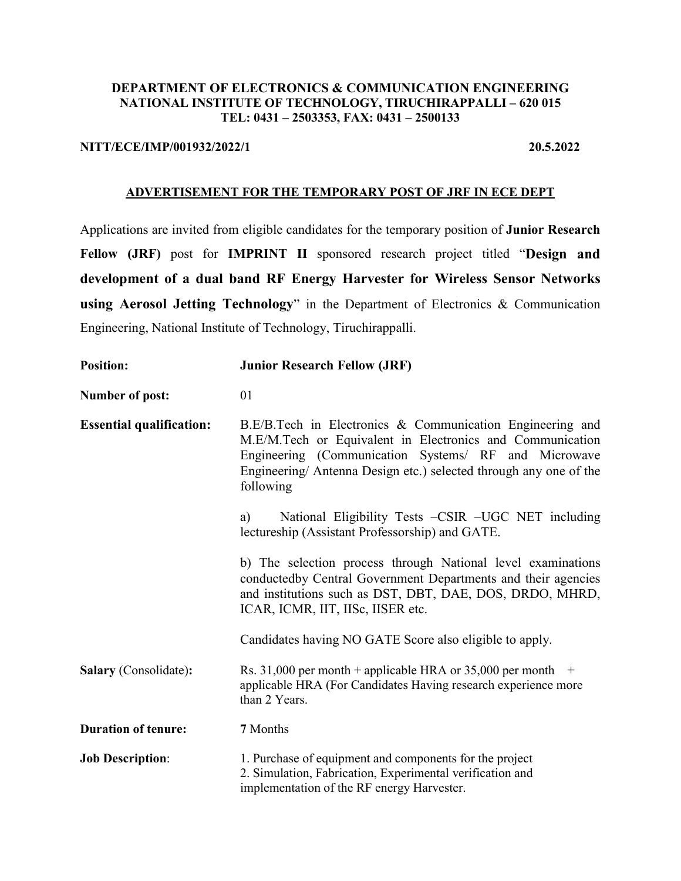**DEPARTMENT OF ELECTRONICS & COMMUNICATION ENGINEERING**
**NATIONAL INSTITUTE OF TECHNOLOGY, TIRUCHIRAPPALLI – 620 015**
**TEL: 0431 – 2503353, FAX: 0431 – 2500133**

**NITT/ECE/IMP/001932/2022/1** **20.5.2022**

## ADVERTISEMENT FOR THE TEMPORARY POST OF JRF IN ECE DEPT

Applications are invited from eligible candidates for the temporary position of **Junior Research Fellow (JRF)** post for **IMPRINT II** sponsored research project titled "**Design and development of a dual band RF Energy Harvester for Wireless Sensor Networks using Aerosol Jetting Technology**" in the Department of Electronics & Communication Engineering, National Institute of Technology, Tiruchirappalli.

**Position:** **Junior Research Fellow (JRF)**

**Number of post:** 01

**Essential qualification:** B.E/B.Tech in Electronics & Communication Engineering and M.E/M.Tech or Equivalent in Electronics and Communication Engineering (Communication Systems/ RF and Microwave Engineering/ Antenna Design etc.) selected through any one of the following

a) National Eligibility Tests –CSIR –UGC NET including lectureship (Assistant Professorship) and GATE.

b) The selection process through National level examinations conductedby Central Government Departments and their agencies and institutions such as DST, DBT, DAE, DOS, DRDO, MHRD, ICAR, ICMR, IIT, IISc, IISER etc.

Candidates having NO GATE Score also eligible to apply.

**Salary** (Consolidate)**:** Rs. 31,000 per month + applicable HRA or 35,000 per month + applicable HRA (For Candidates Having research experience more than 2 Years.

**Duration of tenure:** **7** Months

**Job Description**:
1. Purchase of equipment and components for the project
2. Simulation, Fabrication, Experimental verification and implementation of the RF energy Harvester.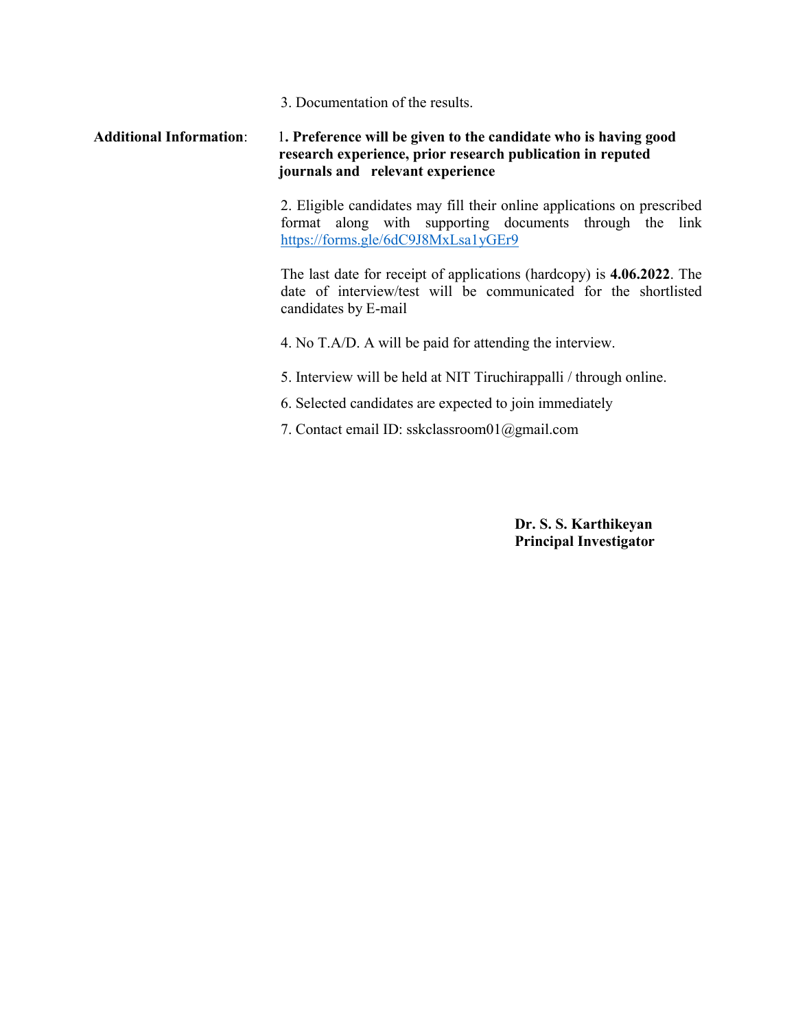3. Documentation of the results.

**Additional Information**:

1**. Preference will be given to the candidate who is having good research experience, prior research publication in reputed journals and relevant experience**

2. Eligible candidates may fill their online applications on prescribed format along with supporting documents through the link [https://forms.gle/6dC9J8MxLsa1yGEr9](https://forms.gle/6dC9J8MxLsa1yGEr9)

The last date for receipt of applications (hardcopy) is **4.06.2022**. The date of interview/test will be communicated for the shortlisted candidates by E-mail

4. No T.A/D. A will be paid for attending the interview.

5. Interview will be held at NIT Tiruchirappalli / through online.

6. Selected candidates are expected to join immediately

7. Contact email ID: sskclassroom01@gmail.com

**Dr. S. S. Karthikeyan**
**Principal Investigator**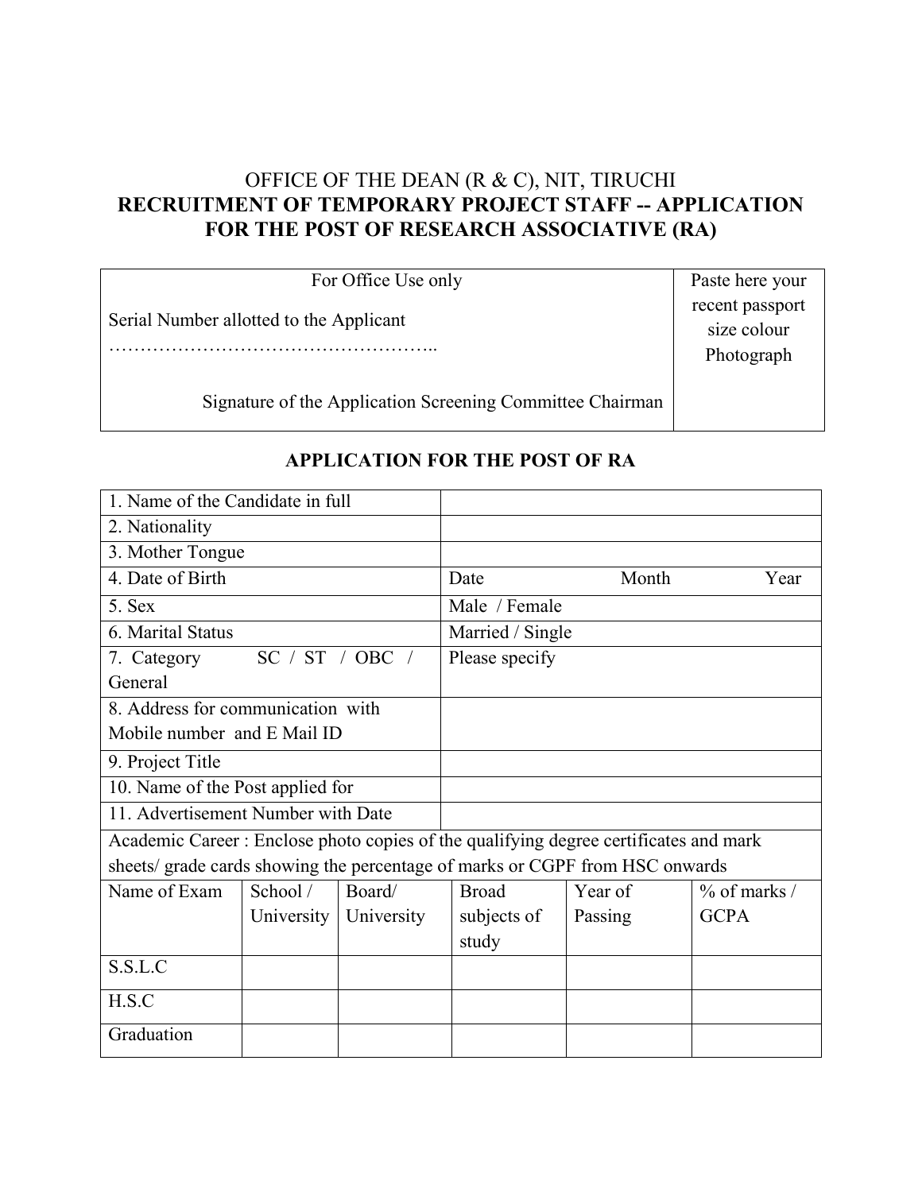OFFICE OF THE DEAN (R & C), NIT, TIRUCHI

**RECRUITMENT OF TEMPORARY PROJECT STAFF -- APPLICATION FOR THE POST OF RESEARCH ASSOCIATIVE (RA)**

| For Office Use only | Paste here your recent passport size colour Photograph |
|---|---|
| Serial Number allotted to the Applicant …………………………………………….. | |
| Signature of the Application Screening Committee Chairman | |

**APPLICATION FOR THE POST OF RA**

| 1. Name of the Candidate in full | |
|---|---|
| 2. Nationality | |
| 3. Mother Tongue | |
| 4. Date of Birth | Date Month Year |
| 5. Sex | Male / Female |
| 6. Marital Status | Married / Single |
| 7. Category SC / ST / OBC / General | Please specify |
| 8. Address for communication with Mobile number and E Mail ID | |
| 9. Project Title | |
| 10. Name of the Post applied for | |
| 11. Advertisement Number with Date | |

Academic Career : Enclose photo copies of the qualifying degree certificates and mark sheets/ grade cards showing the percentage of marks or CGPF from HSC onwards

| Name of Exam | School / University | Board/ University | Broad subjects of study | Year of Passing | % of marks / GCPA |
|---|---|---|---|---|---|
| S.S.L.C | | | | | |
| H.S.C | | | | | |
| Graduation | | | | | |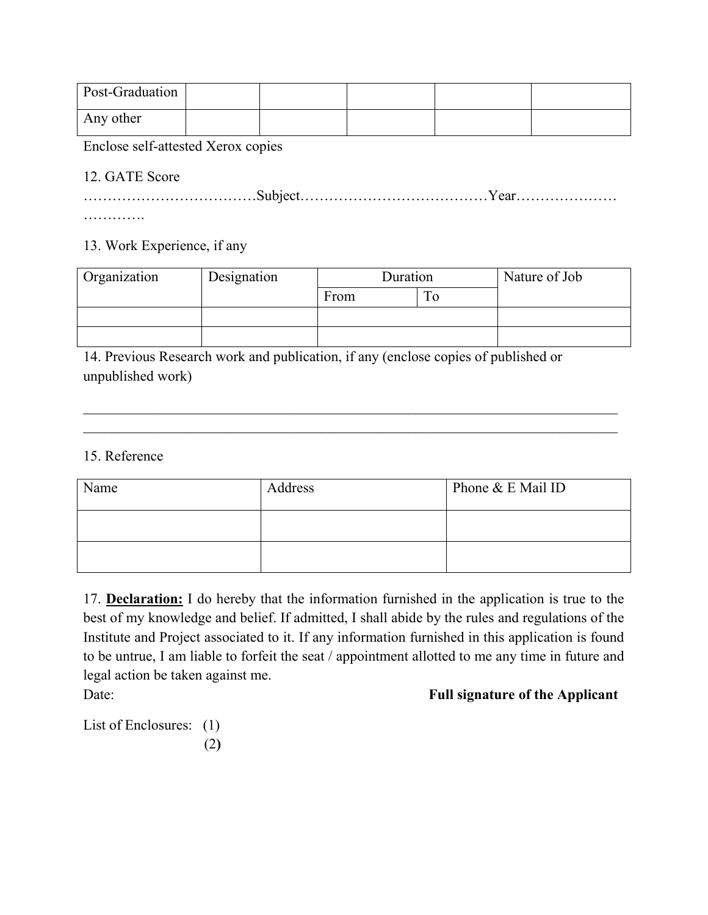| | | | | | |
|---|---|---|---|---|---|
| Post-Graduation | | | | | |
| Any other | | | | | |

Enclose self-attested Xerox copies

12. GATE Score ………………………………Subject…………………………………Year………………… ………….

13. Work Experience, if any

| Organization | Designation | Duration | | Nature of Job |
|---|---|---|---|---|
| | | From | To | |
| | | | | |
| | | | | |

14. Previous Research work and publication, if any (enclose copies of published or unpublished work)

\_\_\_\_\_\_\_\_\_\_\_\_\_\_\_\_\_\_\_\_\_\_\_\_\_\_\_\_\_\_\_\_\_\_\_\_\_\_\_\_\_\_\_\_\_\_\_\_\_\_\_\_\_\_\_\_\_\_\_\_\_\_\_\_\_\_\_\_\_\_\_\_\_\_\_\_
\_\_\_\_\_\_\_\_\_\_\_\_\_\_\_\_\_\_\_\_\_\_\_\_\_\_\_\_\_\_\_\_\_\_\_\_\_\_\_\_\_\_\_\_\_\_\_\_\_\_\_\_\_\_\_\_\_\_\_\_\_\_\_\_\_\_\_\_\_\_\_\_\_\_\_\_

15. Reference

| Name | Address | Phone & E Mail ID |
|---|---|---|
| | | |
| | | |

17. **Declaration:** I do hereby that the information furnished in the application is true to the best of my knowledge and belief. If admitted, I shall abide by the rules and regulations of the Institute and Project associated to it. If any information furnished in this application is found to be untrue, I am liable to forfeit the seat / appointment allotted to me any time in future and legal action be taken against me.

Date: **Full signature of the Applicant**

List of Enclosures: (1)
(2)